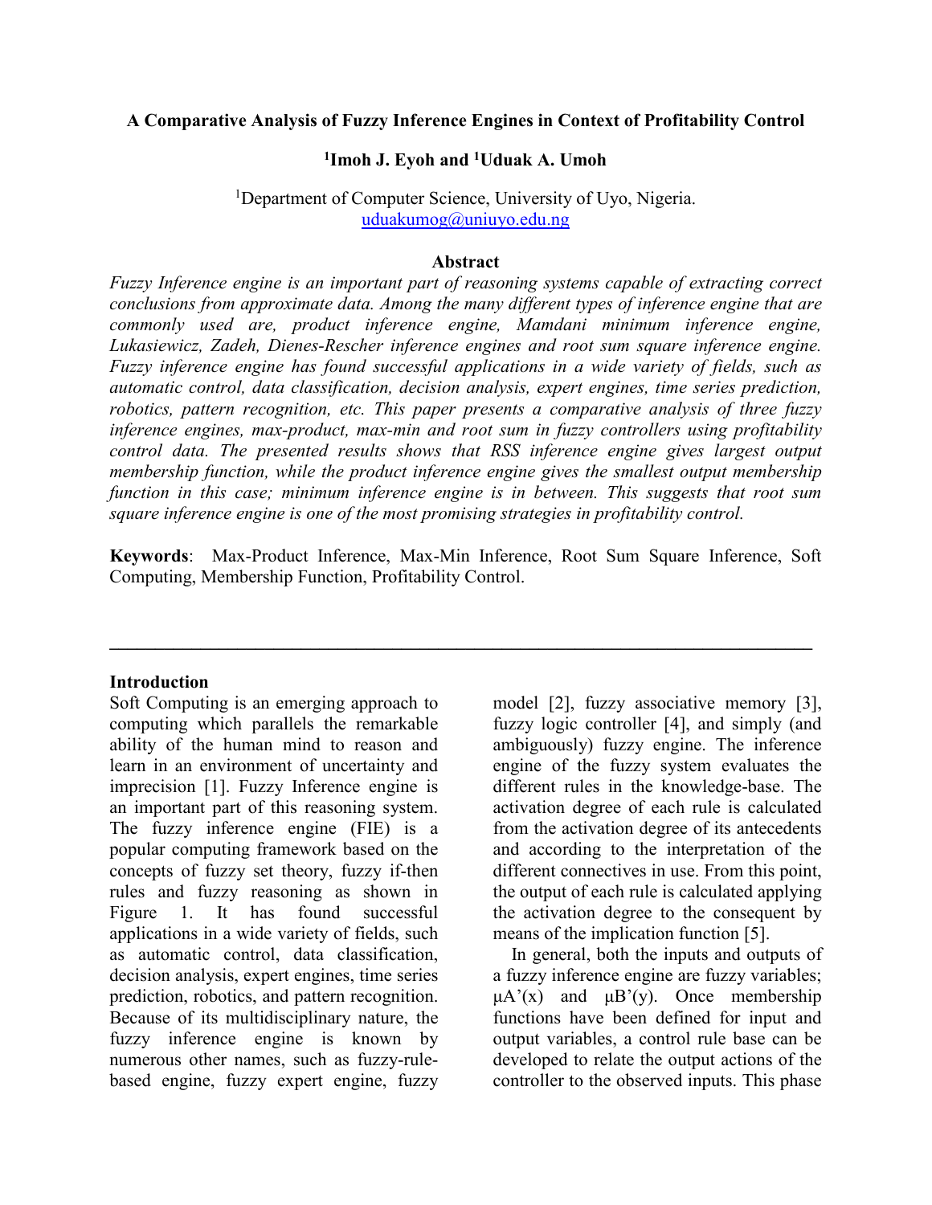# A Comparative Analysis of Fuzzy Inference Engines in Context of Profitability Control

**[1]Imoh J. Eyoh and [1]Uduak A. Umoh**

[1]Department of Computer Science, University of Uyo, Nigeria.
uduakumog@uniuyo.edu.ng

## Abstract

*Fuzzy Inference engine is an important part of reasoning systems capable of extracting correct conclusions from approximate data. Among the many different types of inference engine that are commonly used are, product inference engine, Mamdani minimum inference engine, Lukasiewicz, Zadeh, Dienes-Rescher inference engines and root sum square inference engine. Fuzzy inference engine has found successful applications in a wide variety of fields, such as automatic control, data classification, decision analysis, expert engines, time series prediction, robotics, pattern recognition, etc. This paper presents a comparative analysis of three fuzzy inference engines, max-product, max-min and root sum in fuzzy controllers using profitability control data. The presented results shows that RSS inference engine gives largest output membership function, while the product inference engine gives the smallest output membership function in this case; minimum inference engine is in between. This suggests that root sum square inference engine is one of the most promising strategies in profitability control.*

**Keywords**: Max-Product Inference, Max-Min Inference, Root Sum Square Inference, Soft Computing, Membership Function, Profitability Control.

---

## Introduction

Soft Computing is an emerging approach to computing which parallels the remarkable ability of the human mind to reason and learn in an environment of uncertainty and imprecision [1]. Fuzzy Inference engine is an important part of this reasoning system. The fuzzy inference engine (FIE) is a popular computing framework based on the concepts of fuzzy set theory, fuzzy if-then rules and fuzzy reasoning as shown in Figure 1. It has found successful applications in a wide variety of fields, such as automatic control, data classification, decision analysis, expert engines, time series prediction, robotics, and pattern recognition. Because of its multidisciplinary nature, the fuzzy inference engine is known by numerous other names, such as fuzzy-rule-based engine, fuzzy expert engine, fuzzy model [2], fuzzy associative memory [3], fuzzy logic controller [4], and simply (and ambiguously) fuzzy engine. The inference engine of the fuzzy system evaluates the different rules in the knowledge-base. The activation degree of each rule is calculated from the activation degree of its antecedents and according to the interpretation of the different connectives in use. From this point, the output of each rule is calculated applying the activation degree to the consequent by means of the implication function [5].

In general, both the inputs and outputs of a fuzzy inference engine are fuzzy variables; $\mu A'(x)$ and $\mu B'(y)$. Once membership functions have been defined for input and output variables, a control rule base can be developed to relate the output actions of the controller to the observed inputs. This phase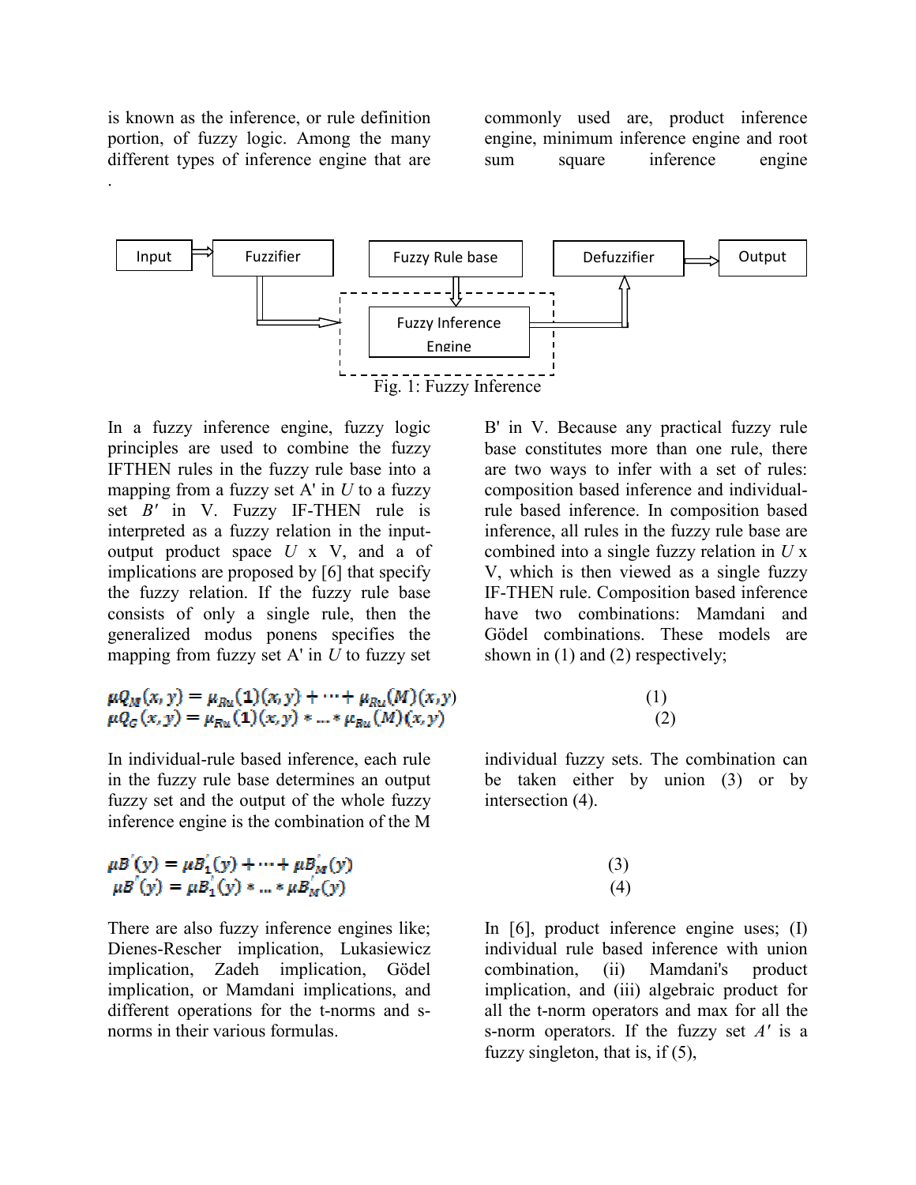is known as the inference, or rule definition portion, of fuzzy logic. Among the many different types of inference engine that are commonly used are, product inference engine, minimum inference engine and root sum square inference engine.

Input → Fuzzifier → Fuzzy Rule base → Fuzzy Inference Engine → Defuzzifier → Output

Fig. 1: Fuzzy Inference

In a fuzzy inference engine, fuzzy logic principles are used to combine the fuzzy IFTHEN rules in the fuzzy rule base into a mapping from a fuzzy set A' in *U* to a fuzzy set *B′* in V. Fuzzy IF-THEN rule is interpreted as a fuzzy relation in the input-output product space *U* x V, and a of implications are proposed by [6] that specify the fuzzy relation. If the fuzzy rule base consists of only a single rule, then the generalized modus ponens specifies the mapping from fuzzy set A' in *U* to fuzzy set B' in V. Because any practical fuzzy rule base constitutes more than one rule, there are two ways to infer with a set of rules: composition based inference and individual-rule based inference. In composition based inference, all rules in the fuzzy rule base are combined into a single fuzzy relation in *U* x V, which is then viewed as a single fuzzy IF-THEN rule. Composition based inference have two combinations: Mamdani and Gödel combinations. These models are shown in (1) and (2) respectively;

$$\mu Q_M(x,y) = \mu_{Ru}(1)(x,y) + \cdots + \mu_{Ru}(M)(x,y) \quad (1)$$

$$\mu Q_G(x,y) = \mu_{Ru}(1)(x,y) * \ldots * \mu_{Ru}(M)(x,y) \quad (2)$$

In individual-rule based inference, each rule in the fuzzy rule base determines an output fuzzy set and the output of the whole fuzzy inference engine is the combination of the M individual fuzzy sets. The combination can be taken either by union (3) or by intersection (4).

$$\mu B^{'}(y) = \mu B_1^{'}(y) + \cdots + \mu B_M^{'}(y) \quad (3)$$

$$\mu B^{'}(y) = \mu B_1^{'}(y) * \ldots * \mu B_M^{'}(y) \quad (4)$$

There are also fuzzy inference engines like; Dienes-Rescher implication, Lukasiewicz implication, Zadeh implication, Gödel implication, or Mamdani implications, and different operations for the t-norms and s-norms in their various formulas.

In [6], product inference engine uses; (I) individual rule based inference with union combination, (ii) Mamdani's product implication, and (iii) algebraic product for all the t-norm operators and max for all the s-norm operators. If the fuzzy set *A′* is a fuzzy singleton, that is, if (5),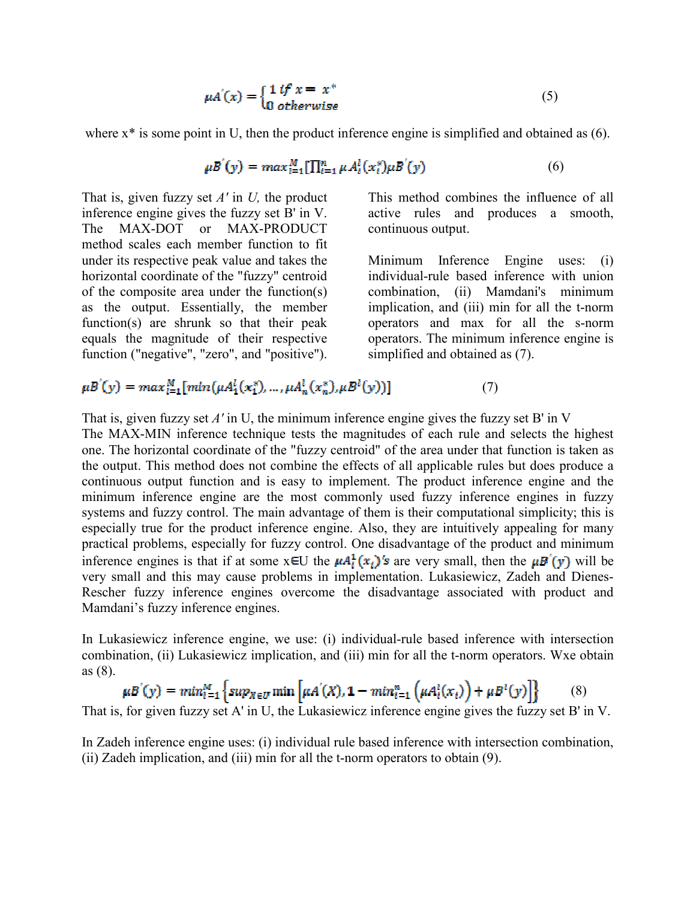$$\mu A'(x) = \begin{cases} 1 \; if \; x = x^* \\ 0 \; otherwise \end{cases} \tag{5}$$

where x* is some point in U, then the product inference engine is simplified and obtained as (6).

$$\mu B'(y) = max_{l=1}^{M}[\prod_{i=1}^{n} \mu A_i^l(x_i^*) \mu B'(y) \tag{6}$$

That is, given fuzzy set *A′* in *U,* the product inference engine gives the fuzzy set B' in V. The MAX-DOT or MAX-PRODUCT method scales each member function to fit under its respective peak value and takes the horizontal coordinate of the "fuzzy" centroid of the composite area under the function(s) as the output. Essentially, the member function(s) are shrunk so that their peak equals the magnitude of their respective function ("negative", "zero", and "positive"). This method combines the influence of all active rules and produces a smooth, continuous output.

Minimum Inference Engine uses: (i) individual-rule based inference with union combination, (ii) Mamdani's minimum implication, and (iii) min for all the t-norm operators and max for all the s-norm operators. The minimum inference engine is simplified and obtained as (7).

$$\mu B'(y) = max_{l=1}^{M}[min(\mu A_1^l(x_1^*), \ldots, \mu A_n^l(x_n^*), \mu B^l(y))] \tag{7}$$

That is, given fuzzy set *A′* in U, the minimum inference engine gives the fuzzy set B' in V
The MAX-MIN inference technique tests the magnitudes of each rule and selects the highest one. The horizontal coordinate of the "fuzzy centroid" of the area under that function is taken as the output. This method does not combine the effects of all applicable rules but does produce a continuous output function and is easy to implement. The product inference engine and the minimum inference engine are the most commonly used fuzzy inference engines in fuzzy systems and fuzzy control. The main advantage of them is their computational simplicity; this is especially true for the product inference engine. Also, they are intuitively appealing for many practical problems, especially for fuzzy control. One disadvantage of the product and minimum inference engines is that if at some x∈U the $\mu A_i^1(x_i)$'s are very small, then the $\mu B'(y)$ will be very small and this may cause problems in implementation. Lukasiewicz, Zadeh and Dienes-Rescher fuzzy inference engines overcome the disadvantage associated with product and Mamdani's fuzzy inference engines.

In Lukasiewicz inference engine, we use: (i) individual-rule based inference with intersection combination, (ii) Lukasiewicz implication, and (iii) min for all the t-norm operators. Wxe obtain as (8).

$$\mu B'(y) = min_{l=1}^{M}\left\{sup_{X \in U} \min\left[\mu A'(X), 1 - min_{i=1}^{n}\left(\mu A_i^l(x_i)\right) + \mu B^l(y)\right]\right\} \tag{8}$$

That is, for given fuzzy set A' in U, the Lukasiewicz inference engine gives the fuzzy set B' in V.

In Zadeh inference engine uses: (i) individual rule based inference with intersection combination, (ii) Zadeh implication, and (iii) min for all the t-norm operators to obtain (9).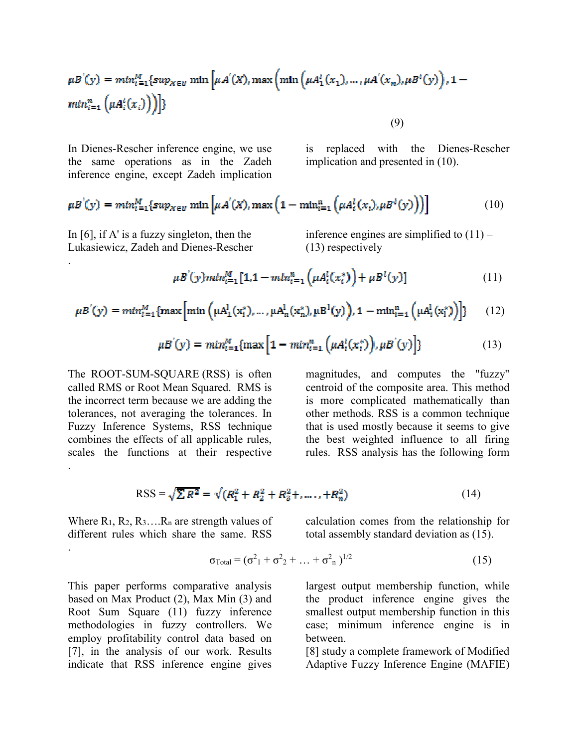$$\mu B^{'}(y) = min_{l=1}^{M}\{sup_{X \in U} \min\left[\mu A^{'}(X), \max\left(\min\left(\mu A_1^{l}(x_1), \ldots, \mu A^{'}(x_n), \mu B^{l}(y)\right), 1 - min_{i=1}^{n}\left(\mu A_i^{l}(x_i)\right)\right)\right]\} \tag{9}$$

In Dienes-Rescher inference engine, we use the same operations as in the Zadeh inference engine, except Zadeh implication is replaced with the Dienes-Rescher implication and presented in (10).

$$\mu B^{'}(y) = min_{l=1}^{M}\{sup_{X \in U} \min\left[\mu A^{'}(X), \max\left(1 - \min_{i=1}^{n}\left(\mu A_i^{l}(x_i), \mu B^{l}(y)\right)\right)\right] \tag{10}$$

In [6], if A' is a fuzzy singleton, then the Lukasiewicz, Zadeh and Dienes-Rescher inference engines are simplified to (11) – (13) respectively

.

$$\mu B^{'}(y) min_{l=1}^{M}[1, 1 - min_{i=1}^{n}\left(\mu A_i^{l}(x_i^{*})\right) + \mu B^{l}(y)] \tag{11}$$

$$\mu B^{'}(y) = min_{l=1}^{M}\{\max\left[\min\left(\mu A_1^{l}(x_1^{*}), \ldots, \mu A_n^{l}(x_n^{*}), \mu B^{l}(y)\right), 1 - \min_{i=1}^{n}\left(\mu A_i^{l}(x_i^{*})\right)\right]\} \tag{12}$$

$$\mu B^{'}(y) = min_{l=1}^{M}\{\max\left[1 - min_{i=1}^{n}\left(\mu A_i^{l}(x_i^{*})\right), \mu B^{'}(y)\right]\} \tag{13}$$

The ROOT-SUM-SQUARE (RSS) is often called RMS or Root Mean Squared. RMS is the incorrect term because we are adding the tolerances, not averaging the tolerances. In Fuzzy Inference Systems, RSS technique combines the effects of all applicable rules, scales the functions at their respective magnitudes, and computes the "fuzzy" centroid of the composite area. This method is more complicated mathematically than other methods. RSS is a common technique that is used mostly because it seems to give the best weighted influence to all firing rules. RSS analysis has the following form

.

$$\text{RSS} = \sqrt{\sum R^2} = \sqrt{(R_1^2 + R_2^2 + R_3^2 +, \ldots, + R_n^2)} \tag{14}$$

Where $R_1$, $R_2$, $R_3$….$R_n$ are strength values of different rules which share the same. RSS calculation comes from the relationship for total assembly standard deviation as (15).

.

$$\sigma_{Total} = (\sigma^2_1 + \sigma^2_2 + \ldots + \sigma^2_n)^{1/2} \tag{15}$$

This paper performs comparative analysis based on Max Product (2), Max Min (3) and Root Sum Square (11) fuzzy inference methodologies in fuzzy controllers. We employ profitability control data based on [7], in the analysis of our work. Results indicate that RSS inference engine gives largest output membership function, while the product inference engine gives the smallest output membership function in this case; minimum inference engine is in between.

[8] study a complete framework of Modified Adaptive Fuzzy Inference Engine (MAFIE)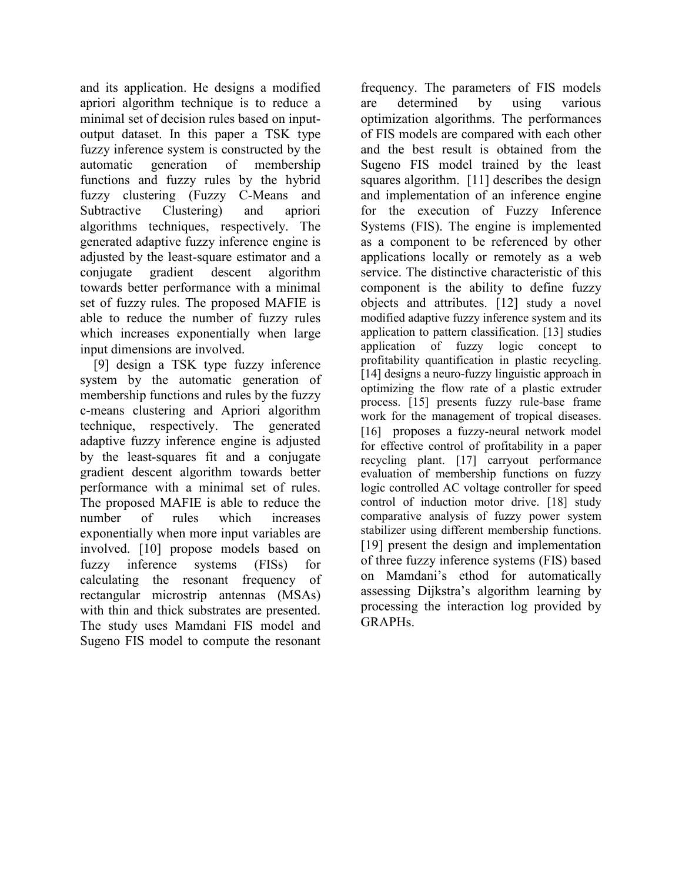and its application. He designs a modified apriori algorithm technique is to reduce a minimal set of decision rules based on input-output dataset. In this paper a TSK type fuzzy inference system is constructed by the automatic generation of membership functions and fuzzy rules by the hybrid fuzzy clustering (Fuzzy C-Means and Subtractive Clustering) and apriori algorithms techniques, respectively. The generated adaptive fuzzy inference engine is adjusted by the least-square estimator and a conjugate gradient descent algorithm towards better performance with a minimal set of fuzzy rules. The proposed MAFIE is able to reduce the number of fuzzy rules which increases exponentially when large input dimensions are involved.

[9] design a TSK type fuzzy inference system by the automatic generation of membership functions and rules by the fuzzy c-means clustering and Apriori algorithm technique, respectively. The generated adaptive fuzzy inference engine is adjusted by the least-squares fit and a conjugate gradient descent algorithm towards better performance with a minimal set of rules. The proposed MAFIE is able to reduce the number of rules which increases exponentially when more input variables are involved. [10] propose models based on fuzzy inference systems (FISs) for calculating the resonant frequency of rectangular microstrip antennas (MSAs) with thin and thick substrates are presented. The study uses Mamdani FIS model and Sugeno FIS model to compute the resonant frequency. The parameters of FIS models are determined by using various optimization algorithms. The performances of FIS models are compared with each other and the best result is obtained from the Sugeno FIS model trained by the least squares algorithm. [11] describes the design and implementation of an inference engine for the execution of Fuzzy Inference Systems (FIS). The engine is implemented as a component to be referenced by other applications locally or remotely as a web service. The distinctive characteristic of this component is the ability to define fuzzy objects and attributes. [12] study a novel modified adaptive fuzzy inference system and its application to pattern classification. [13] studies application of fuzzy logic concept to profitability quantification in plastic recycling. [14] designs a neuro-fuzzy linguistic approach in optimizing the flow rate of a plastic extruder process. [15] presents fuzzy rule-base frame work for the management of tropical diseases. [16] proposes a fuzzy-neural network model for effective control of profitability in a paper recycling plant. [17] carryout performance evaluation of membership functions on fuzzy logic controlled AC voltage controller for speed control of induction motor drive. [18] study comparative analysis of fuzzy power system stabilizer using different membership functions. [19] present the design and implementation of three fuzzy inference systems (FIS) based on Mamdani's ethod for automatically assessing Dijkstra's algorithm learning by processing the interaction log provided by GRAPHs.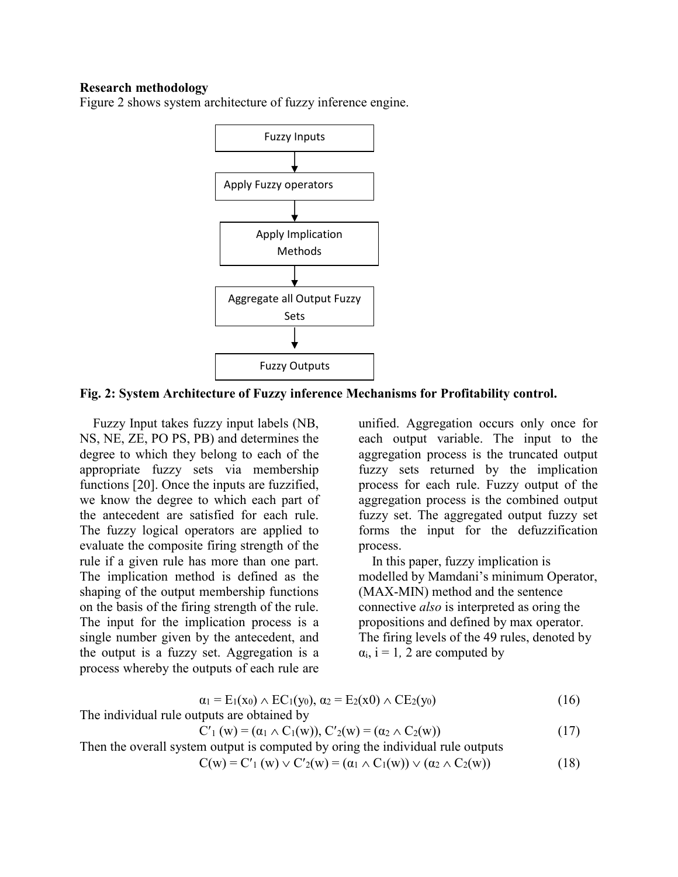**Research methodology**

Figure 2 shows system architecture of fuzzy inference engine.

Fuzzy Inputs

Apply Fuzzy operators

Apply Implication Methods

Aggregate all Output Fuzzy Sets

Fuzzy Outputs

**Fig. 2: System Architecture of Fuzzy inference Mechanisms for Profitability control.**

Fuzzy Input takes fuzzy input labels (NB, NS, NE, ZE, PO PS, PB) and determines the degree to which they belong to each of the appropriate fuzzy sets via membership functions [20]. Once the inputs are fuzzified, we know the degree to which each part of the antecedent are satisfied for each rule. The fuzzy logical operators are applied to evaluate the composite firing strength of the rule if a given rule has more than one part. The implication method is defined as the shaping of the output membership functions on the basis of the firing strength of the rule. The input for the implication process is a single number given by the antecedent, and the output is a fuzzy set. Aggregation is a process whereby the outputs of each rule are unified. Aggregation occurs only once for each output variable. The input to the aggregation process is the truncated output fuzzy sets returned by the implication process for each rule. Fuzzy output of the aggregation process is the combined output fuzzy set. The aggregated output fuzzy set forms the input for the defuzzification process.

In this paper, fuzzy implication is modelled by Mamdani's minimum Operator, (MAX-MIN) method and the sentence connective *also* is interpreted as oring the propositions and defined by max operator. The firing levels of the 49 rules, denoted by $\alpha_i$, i = 1, 2 are computed by

$$\alpha_1 = E_1(x_0) \wedge EC_1(y_0),\ \alpha_2 = E_2(x0) \wedge CE_2(y_0) \quad (16)$$

The individual rule outputs are obtained by

$$C'_1(w) = (\alpha_1 \wedge C_1(w)),\ C'_2(w) = (\alpha_2 \wedge C_2(w)) \quad (17)$$

Then the overall system output is computed by oring the individual rule outputs

$$C(w) = C'_1(w) \vee C'_2(w) = (\alpha_1 \wedge C_1(w)) \vee (\alpha_2 \wedge C_2(w)) \quad (18)$$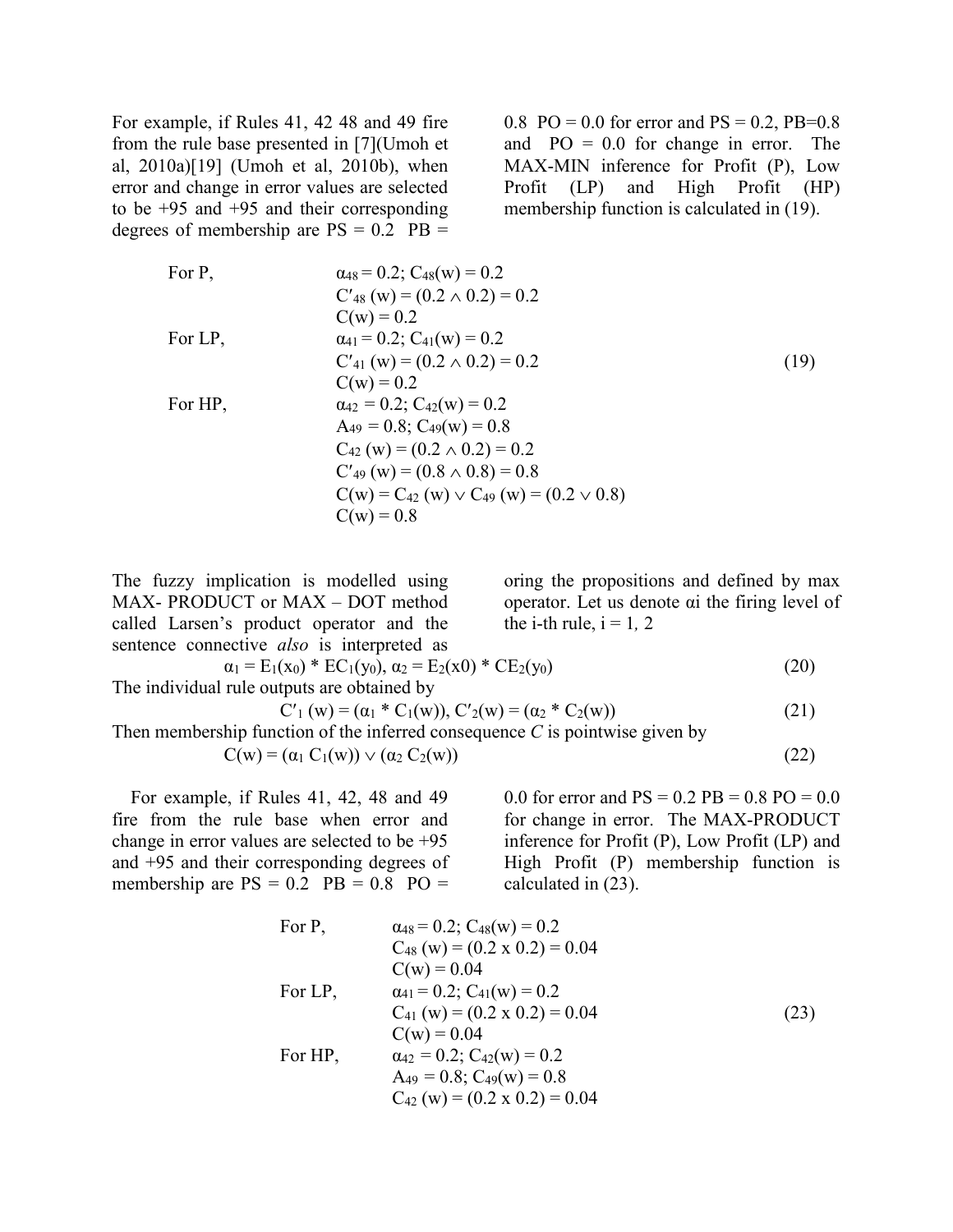For example, if Rules 41, 42 48 and 49 fire from the rule base presented in [7](Umoh et al, 2010a)[19] (Umoh et al, 2010b), when error and change in error values are selected to be +95 and +95 and their corresponding degrees of membership are PS = 0.2 PB = 0.8 PO = 0.0 for error and PS = 0.2, PB=0.8 and PO = 0.0 for change in error. The MAX-MIN inference for Profit (P), Low Profit (LP) and High Profit (HP) membership function is calculated in (19).

$$
\begin{array}{ll}
\text{For P,} & \alpha_{48} = 0.2;\ C_{48}(w) = 0.2 \\
 & C'_{48}(w) = (0.2 \wedge 0.2) = 0.2 \\
 & C(w) = 0.2 \\
\text{For LP,} & \alpha_{41} = 0.2;\ C_{41}(w) = 0.2 \\
 & C'_{41}(w) = (0.2 \wedge 0.2) = 0.2 \\
 & C(w) = 0.2 \\
\text{For HP,} & \alpha_{42} = 0.2;\ C_{42}(w) = 0.2 \\
 & A_{49} = 0.8;\ C_{49}(w) = 0.8 \\
 & C_{42}(w) = (0.2 \wedge 0.2) = 0.2 \\
 & C'_{49}(w) = (0.8 \wedge 0.8) = 0.8 \\
 & C(w) = C_{42}(w) \vee C_{49}(w) = (0.2 \vee 0.8) \\
 & C(w) = 0.8
\end{array}
\tag{19}
$$

The fuzzy implication is modelled using MAX- PRODUCT or MAX – DOT method called Larsen's product operator and the sentence connective *also* is interpreted as oring the propositions and defined by max operator. Let us denote $\alpha i$ the firing level of the i-th rule, $i = 1, 2$

$$\alpha_1 = E_1(x_0) * EC_1(y_0),\ \alpha_2 = E_2(x0) * CE_2(y_0) \tag{20}$$

The individual rule outputs are obtained by

$$C'_1(w) = (\alpha_1 * C_1(w)),\ C'_2(w) = (\alpha_2 * C_2(w)) \tag{21}$$

Then membership function of the inferred consequence *C* is pointwise given by

$$C(w) = (\alpha_1 C_1(w)) \vee (\alpha_2 C_2(w)) \tag{22}$$

For example, if Rules 41, 42, 48 and 49 fire from the rule base when error and change in error values are selected to be +95 and +95 and their corresponding degrees of membership are PS = 0.2 PB = 0.8 PO = 0.0 for error and PS = 0.2 PB = 0.8 PO = 0.0 for change in error. The MAX-PRODUCT inference for Profit (P), Low Profit (LP) and High Profit (P) membership function is calculated in (23).

$$
\begin{array}{ll}
\text{For P,} & \alpha_{48} = 0.2;\ C_{48}(w) = 0.2 \\
 & C_{48}(w) = (0.2 \times 0.2) = 0.04 \\
 & C(w) = 0.04 \\
\text{For LP,} & \alpha_{41} = 0.2;\ C_{41}(w) = 0.2 \\
 & C_{41}(w) = (0.2 \times 0.2) = 0.04 \\
 & C(w) = 0.04 \\
\text{For HP,} & \alpha_{42} = 0.2;\ C_{42}(w) = 0.2 \\
 & A_{49} = 0.8;\ C_{49}(w) = 0.8 \\
 & C_{42}(w) = (0.2 \times 0.2) = 0.04
\end{array}
\tag{23}
$$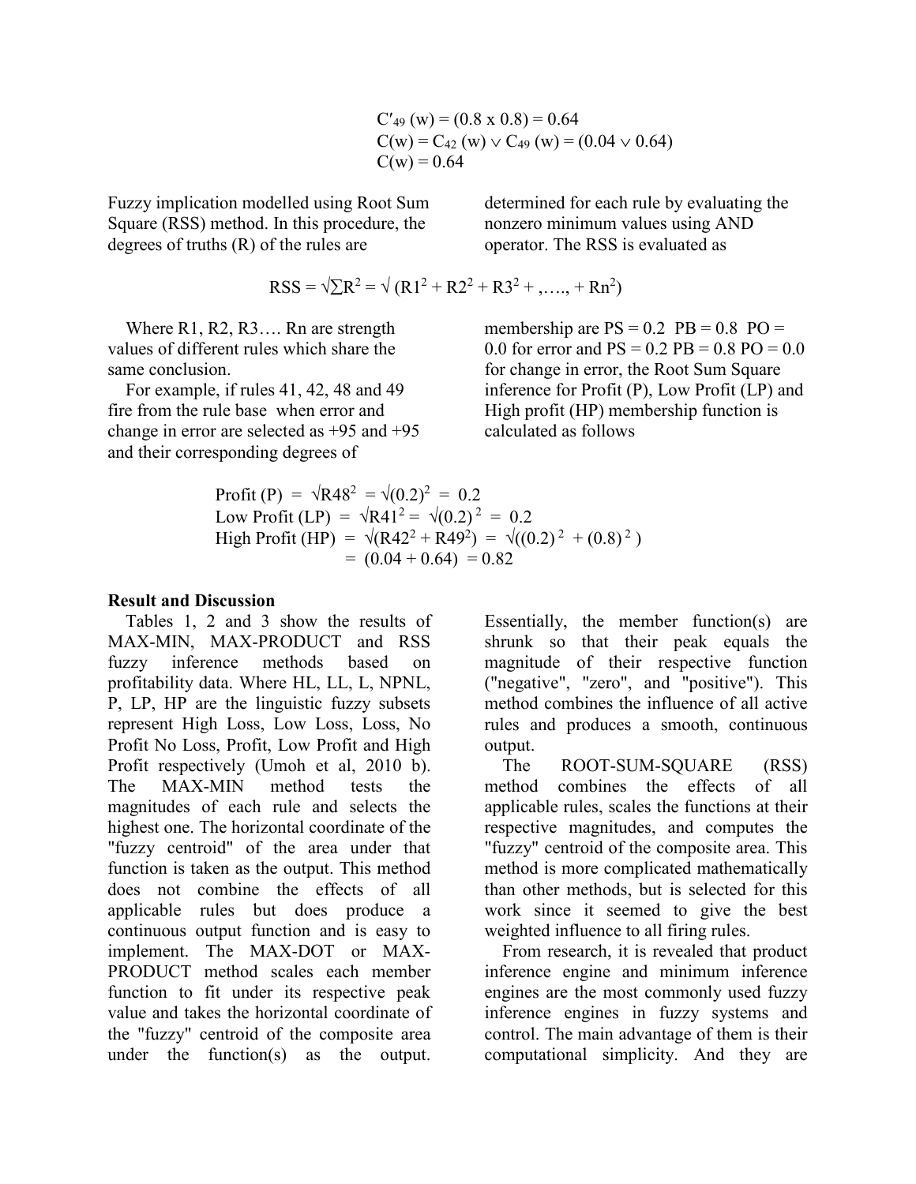$$C'_{49}(w) = (0.8 \times 0.8) = 0.64$$
$$C(w) = C_{42}(w) \vee C_{49}(w) = (0.04 \vee 0.64)$$
$$C(w) = 0.64$$

Fuzzy implication modelled using Root Sum Square (RSS) method. In this procedure, the degrees of truths (R) of the rules are determined for each rule by evaluating the nonzero minimum values using AND operator. The RSS is evaluated as

$$RSS = \sqrt{\sum R^2} = \sqrt{(R1^2 + R2^2 + R3^2 + ,\ldots., + Rn^2)}$$

Where R1, R2, R3…. Rn are strength values of different rules which share the same conclusion.

For example, if rules 41, 42, 48 and 49 fire from the rule base when error and change in error are selected as +95 and +95 and their corresponding degrees of membership are PS = 0.2 PB = 0.8 PO = 0.0 for error and PS = 0.2 PB = 0.8 PO = 0.0 for change in error, the Root Sum Square inference for Profit (P), Low Profit (LP) and High profit (HP) membership function is calculated as follows

$$\text{Profit (P)} = \sqrt{R48^2} = \sqrt{(0.2)^2} = 0.2$$
$$\text{Low Profit (LP)} = \sqrt{R41^2} = \sqrt{(0.2)^2} = 0.2$$
$$\text{High Profit (HP)} = \sqrt{(R42^2 + R49^2)} = \sqrt{((0.2)^2 + (0.8)^2)}$$
$$= (0.04 + 0.64) = 0.82$$

**Result and Discussion**

Tables 1, 2 and 3 show the results of MAX-MIN, MAX-PRODUCT and RSS fuzzy inference methods based on profitability data. Where HL, LL, L, NPNL, P, LP, HP are the linguistic fuzzy subsets represent High Loss, Low Loss, Loss, No Profit No Loss, Profit, Low Profit and High Profit respectively (Umoh et al, 2010 b). The MAX-MIN method tests the magnitudes of each rule and selects the highest one. The horizontal coordinate of the "fuzzy centroid" of the area under that function is taken as the output. This method does not combine the effects of all applicable rules but does produce a continuous output function and is easy to implement. The MAX-DOT or MAX-PRODUCT method scales each member function to fit under its respective peak value and takes the horizontal coordinate of the "fuzzy" centroid of the composite area under the function(s) as the output. Essentially, the member function(s) are shrunk so that their peak equals the magnitude of their respective function ("negative", "zero", and "positive"). This method combines the influence of all active rules and produces a smooth, continuous output.

The ROOT-SUM-SQUARE (RSS) method combines the effects of all applicable rules, scales the functions at their respective magnitudes, and computes the "fuzzy" centroid of the composite area. This method is more complicated mathematically than other methods, but is selected for this work since it seemed to give the best weighted influence to all firing rules.

From research, it is revealed that product inference engine and minimum inference engines are the most commonly used fuzzy inference engines in fuzzy systems and control. The main advantage of them is their computational simplicity. And they are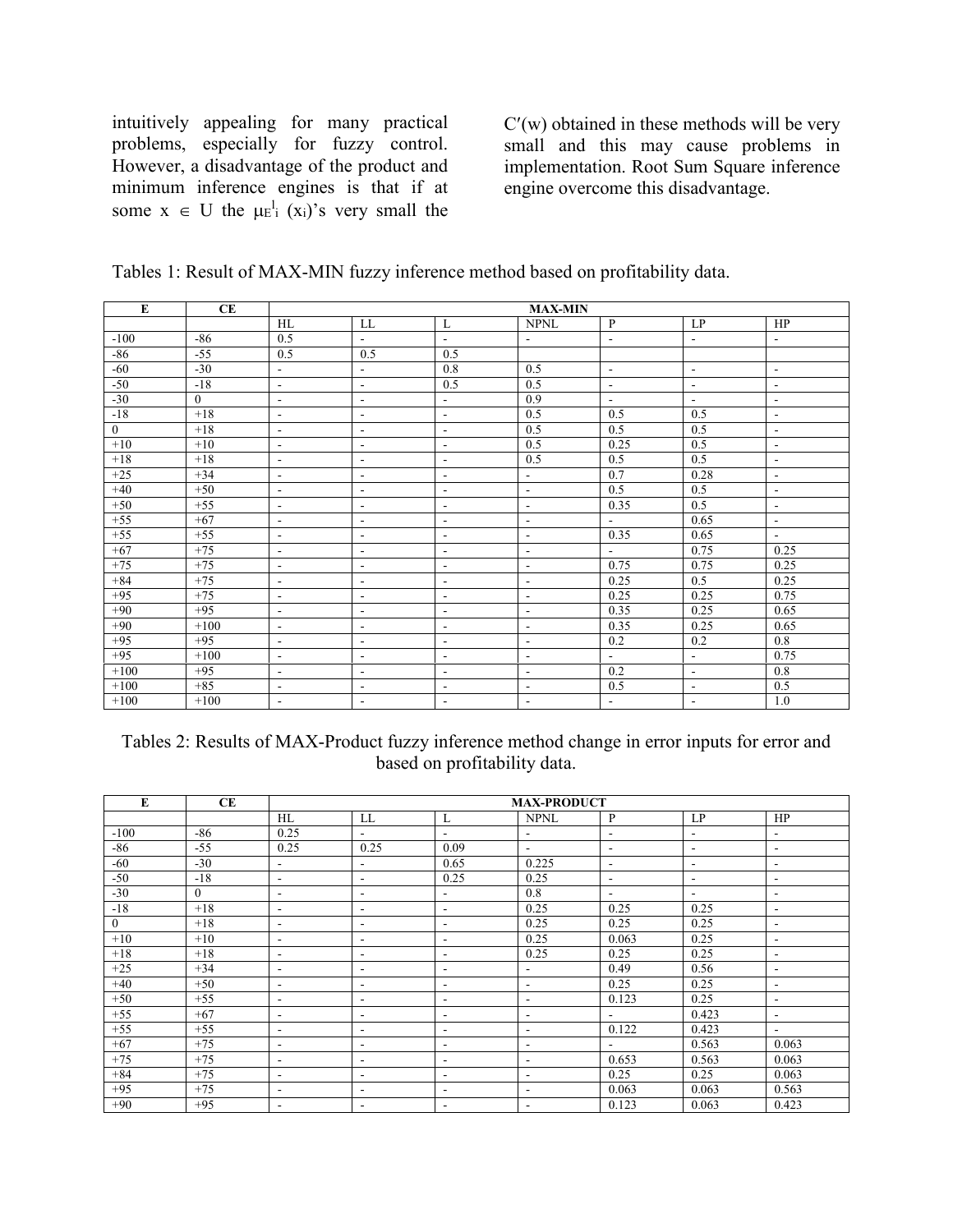intuitively appealing for many practical problems, especially for fuzzy control. However, a disadvantage of the product and minimum inference engines is that if at some $x \in U$ the $\mu_{E^l_i}(x_i)$'s very small the $C'(w)$ obtained in these methods will be very small and this may cause problems in implementation. Root Sum Square inference engine overcome this disadvantage.

Tables 1: Result of MAX-MIN fuzzy inference method based on profitability data.

| E | CE | MAX-MIN | | | | | | |
|---|---|---|---|---|---|---|---|---|
| | | HL | LL | L | NPNL | P | LP | HP |
| -100 | -86 | 0.5 | - | - | - | - | - | - |
| -86 | -55 | 0.5 | 0.5 | 0.5 | | | | |
| -60 | -30 | - | - | 0.8 | 0.5 | - | - | - |
| -50 | -18 | - | - | 0.5 | 0.5 | - | - | - |
| -30 | 0 | - | - | - | 0.9 | - | - | - |
| -18 | +18 | - | - | - | 0.5 | 0.5 | 0.5 | - |
| 0 | +18 | - | - | - | 0.5 | 0.5 | 0.5 | - |
| +10 | +10 | - | - | - | 0.5 | 0.25 | 0.5 | - |
| +18 | +18 | - | - | - | 0.5 | 0.5 | 0.5 | - |
| +25 | +34 | - | - | - | - | 0.7 | 0.28 | - |
| +40 | +50 | - | - | - | - | 0.5 | 0.5 | - |
| +50 | +55 | - | - | - | - | 0.35 | 0.5 | - |
| +55 | +67 | - | - | - | - | - | 0.65 | - |
| +55 | +55 | - | - | - | - | 0.35 | 0.65 | - |
| +67 | +75 | - | - | - | - | - | 0.75 | 0.25 |
| +75 | +75 | - | - | - | - | 0.75 | 0.75 | 0.25 |
| +84 | +75 | - | - | - | - | 0.25 | 0.5 | 0.25 |
| +95 | +75 | - | - | - | - | 0.25 | 0.25 | 0.75 |
| +90 | +95 | - | - | - | - | 0.35 | 0.25 | 0.65 |
| +90 | +100 | - | - | - | - | 0.35 | 0.25 | 0.65 |
| +95 | +95 | - | - | - | - | 0.2 | 0.2 | 0.8 |
| +95 | +100 | - | - | - | - | - | - | 0.75 |
| +100 | +95 | - | - | - | - | 0.2 | - | 0.8 |
| +100 | +85 | - | - | - | - | 0.5 | - | 0.5 |
| +100 | +100 | - | - | - | - | - | - | 1.0 |

Tables 2: Results of MAX-Product fuzzy inference method change in error inputs for error and based on profitability data.

| E | CE | MAX-PRODUCT | | | | | | |
|---|---|---|---|---|---|---|---|---|
| | | HL | LL | L | NPNL | P | LP | HP |
| -100 | -86 | 0.25 | - | - | - | - | - | - |
| -86 | -55 | 0.25 | 0.25 | 0.09 | - | - | - | - |
| -60 | -30 | - | - | 0.65 | 0.225 | - | - | - |
| -50 | -18 | - | - | 0.25 | 0.25 | - | - | - |
| -30 | 0 | - | - | - | 0.8 | - | - | - |
| -18 | +18 | - | - | - | 0.25 | 0.25 | 0.25 | - |
| 0 | +18 | - | - | - | 0.25 | 0.25 | 0.25 | - |
| +10 | +10 | - | - | - | 0.25 | 0.063 | 0.25 | - |
| +18 | +18 | - | - | - | 0.25 | 0.25 | 0.25 | - |
| +25 | +34 | - | - | - | - | 0.49 | 0.56 | - |
| +40 | +50 | - | - | - | - | 0.25 | 0.25 | - |
| +50 | +55 | - | - | - | - | 0.123 | 0.25 | - |
| +55 | +67 | - | - | - | - | - | 0.423 | - |
| +55 | +55 | - | - | - | - | 0.122 | 0.423 | - |
| +67 | +75 | - | - | - | - | - | 0.563 | 0.063 |
| +75 | +75 | - | - | - | - | 0.653 | 0.563 | 0.063 |
| +84 | +75 | - | - | - | - | 0.25 | 0.25 | 0.063 |
| +95 | +75 | - | - | - | - | 0.063 | 0.063 | 0.563 |
| +90 | +95 | - | - | - | - | 0.123 | 0.063 | 0.423 |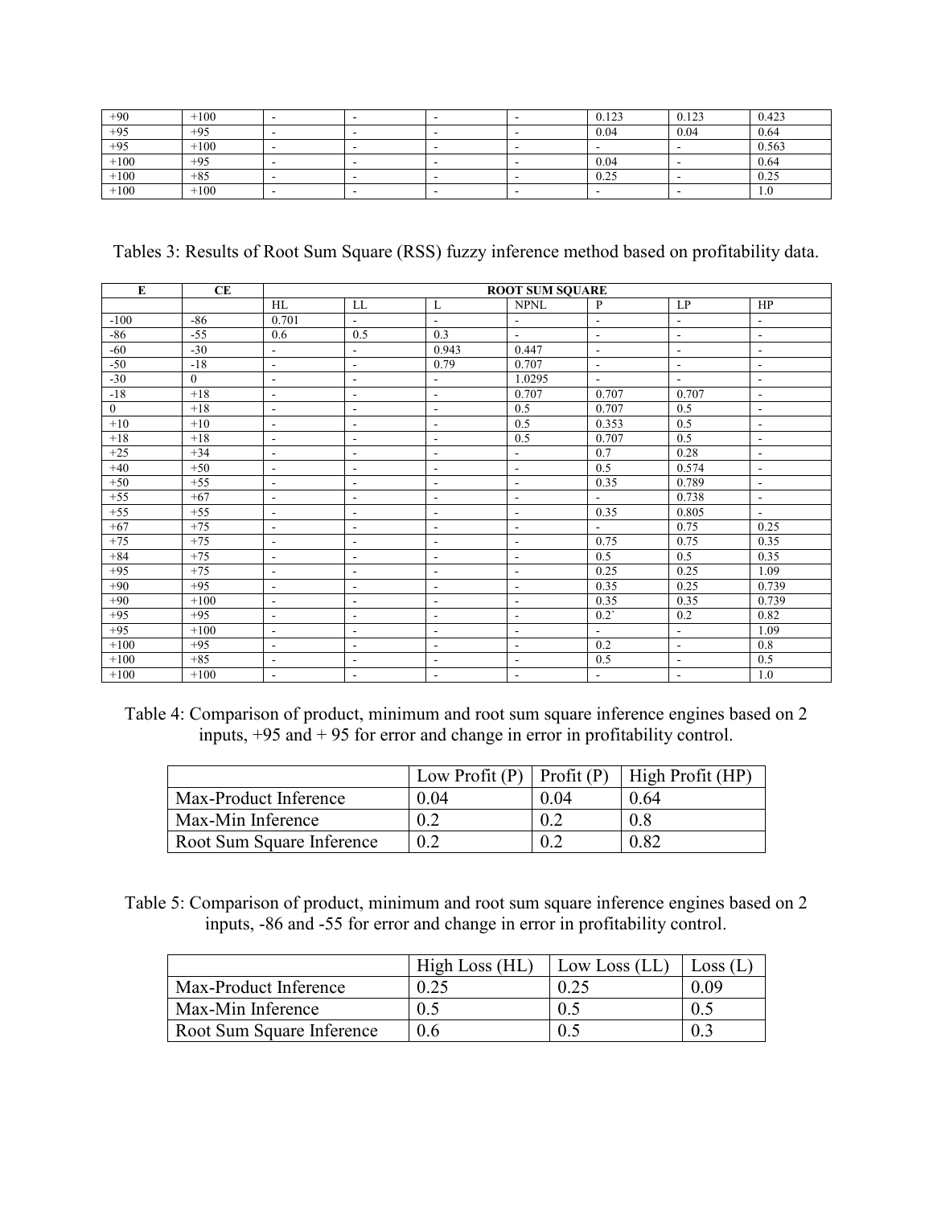| +90 | +100 | - | - | - | - | 0.123 | 0.123 | 0.423 |
|---|---|---|---|---|---|---|---|---|
| +95 | +95 | - | - | - | - | 0.04 | 0.04 | 0.64 |
| +95 | +100 | - | - | - | - | - | - | 0.563 |
| +100 | +95 | - | - | - | - | 0.04 | - | 0.64 |
| +100 | +85 | - | - | - | - | 0.25 | - | 0.25 |
| +100 | +100 | - | - | - | - | - | - | 1.0 |

Tables 3: Results of Root Sum Square (RSS) fuzzy inference method based on profitability data.

| E | CE | ROOT SUM SQUARE | | | | | | |
|---|---|---|---|---|---|---|---|---|
| | | HL | LL | L | NPNL | P | LP | HP |
| -100 | -86 | 0.701 | - | - | - | - | - | - |
| -86 | -55 | 0.6 | 0.5 | 0.3 | - | - | - | - |
| -60 | -30 | - | - | 0.943 | 0.447 | - | - | - |
| -50 | -18 | - | - | 0.79 | 0.707 | - | - | - |
| -30 | 0 | - | - | - | 1.0295 | - | - | - |
| -18 | +18 | - | - | - | 0.707 | 0.707 | 0.707 | - |
| 0 | +18 | - | - | - | 0.5 | 0.707 | 0.5 | - |
| +10 | +10 | - | - | - | 0.5 | 0.353 | 0.5 | - |
| +18 | +18 | - | - | - | 0.5 | 0.707 | 0.5 | - |
| +25 | +34 | - | - | - | - | 0.7 | 0.28 | - |
| +40 | +50 | - | - | - | - | 0.5 | 0.574 | - |
| +50 | +55 | - | - | - | - | 0.35 | 0.789 | - |
| +55 | +67 | - | - | - | - | - | 0.738 | - |
| +55 | +55 | - | - | - | - | 0.35 | 0.805 | - |
| +67 | +75 | - | - | - | - | - | 0.75 | 0.25 |
| +75 | +75 | - | - | - | - | 0.75 | 0.75 | 0.35 |
| +84 | +75 | - | - | - | - | 0.5 | 0.5 | 0.35 |
| +95 | +75 | - | - | - | - | 0.25 | 0.25 | 1.09 |
| +90 | +95 | - | - | - | - | 0.35 | 0.25 | 0.739 |
| +90 | +100 | - | - | - | - | 0.35 | 0.35 | 0.739 |
| +95 | +95 | - | - | - | - | 0.2` | 0.2 | 0.82 |
| +95 | +100 | - | - | - | - | - | - | 1.09 |
| +100 | +95 | - | - | - | - | 0.2 | - | 0.8 |
| +100 | +85 | - | - | - | - | 0.5 | - | 0.5 |
| +100 | +100 | - | - | - | - | - | - | 1.0 |

Table 4: Comparison of product, minimum and root sum square inference engines based on 2 inputs, +95 and + 95 for error and change in error in profitability control.

| | Low Profit (P) | Profit (P) | High Profit (HP) |
|---|---|---|---|
| Max-Product Inference | 0.04 | 0.04 | 0.64 |
| Max-Min Inference | 0.2 | 0.2 | 0.8 |
| Root Sum Square Inference | 0.2 | 0.2 | 0.82 |

Table 5: Comparison of product, minimum and root sum square inference engines based on 2 inputs, -86 and -55 for error and change in error in profitability control.

| | High Loss (HL) | Low Loss (LL) | Loss (L) |
|---|---|---|---|
| Max-Product Inference | 0.25 | 0.25 | 0.09 |
| Max-Min Inference | 0.5 | 0.5 | 0.5 |
| Root Sum Square Inference | 0.6 | 0.5 | 0.3 |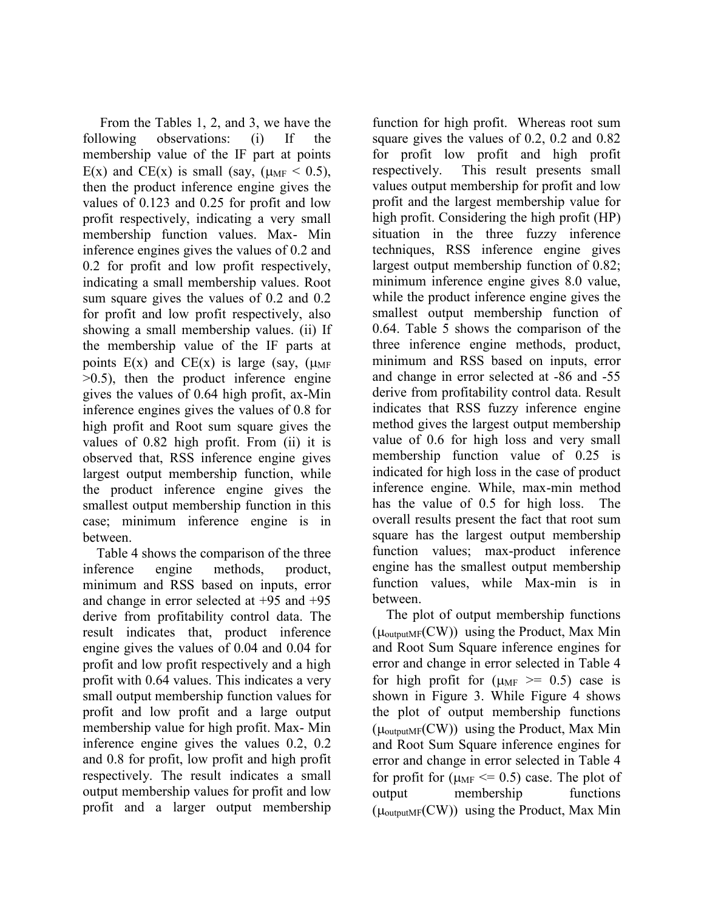From the Tables 1, 2, and 3, we have the following observations: (i) If the membership value of the IF part at points E(x) and CE(x) is small (say, ($\mu_{MF} < 0.5$), then the product inference engine gives the values of 0.123 and 0.25 for profit and low profit respectively, indicating a very small membership function values. Max- Min inference engines gives the values of 0.2 and 0.2 for profit and low profit respectively, indicating a small membership values. Root sum square gives the values of 0.2 and 0.2 for profit and low profit respectively, also showing a small membership values. (ii) If the membership value of the IF parts at points E(x) and CE(x) is large (say, ($\mu_{MF} > 0.5$), then the product inference engine gives the values of 0.64 high profit, ax-Min inference engines gives the values of 0.8 for high profit and Root sum square gives the values of 0.82 high profit. From (ii) it is observed that, RSS inference engine gives largest output membership function, while the product inference engine gives the smallest output membership function in this case; minimum inference engine is in between.

Table 4 shows the comparison of the three inference engine methods, product, minimum and RSS based on inputs, error and change in error selected at +95 and +95 derive from profitability control data. The result indicates that, product inference engine gives the values of 0.04 and 0.04 for profit and low profit respectively and a high profit with 0.64 values. This indicates a very small output membership function values for profit and low profit and a large output membership value for high profit. Max- Min inference engine gives the values 0.2, 0.2 and 0.8 for profit, low profit and high profit respectively. The result indicates a small output membership values for profit and low profit and a larger output membership function for high profit. Whereas root sum square gives the values of 0.2, 0.2 and 0.82 for profit low profit and high profit respectively. This result presents small values output membership for profit and low profit and the largest membership value for high profit. Considering the high profit (HP) situation in the three fuzzy inference techniques, RSS inference engine gives largest output membership function of 0.82; minimum inference engine gives 8.0 value, while the product inference engine gives the smallest output membership function of 0.64. Table 5 shows the comparison of the three inference engine methods, product, minimum and RSS based on inputs, error and change in error selected at -86 and -55 derive from profitability control data. Result indicates that RSS fuzzy inference engine method gives the largest output membership value of 0.6 for high loss and very small membership function value of 0.25 is indicated for high loss in the case of product inference engine. While, max-min method has the value of 0.5 for high loss. The overall results present the fact that root sum square has the largest output membership function values; max-product inference engine has the smallest output membership function values, while Max-min is in between.

The plot of output membership functions ($\mu_{outputMF}(CW)$) using the Product, Max Min and Root Sum Square inference engines for error and change in error selected in Table 4 for high profit for ($\mu_{MF} >= 0.5$) case is shown in Figure 3. While Figure 4 shows the plot of output membership functions ($\mu_{outputMF}(CW)$) using the Product, Max Min and Root Sum Square inference engines for error and change in error selected in Table 4 for profit for ($\mu_{MF} <= 0.5$) case. The plot of output membership functions ($\mu_{outputMF}(CW)$) using the Product, Max Min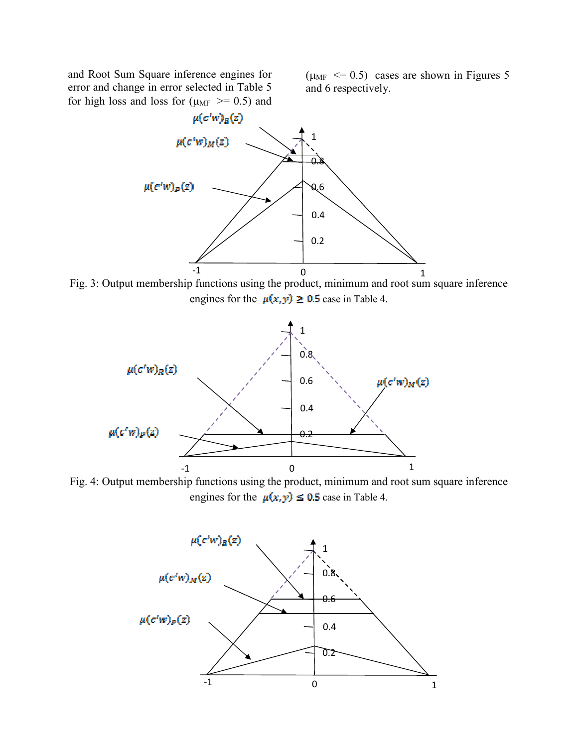and Root Sum Square inference engines for error and change in error selected in Table 5 for high loss and loss for ($\mu_{MF}$ >= 0.5) and ($\mu_{MF}$ <= 0.5) cases are shown in Figures 5 and 6 respectively.

Fig. 3: Output membership functions using the product, minimum and root sum square inference engines for the $\mu(x,y) \geq 0.5$ case in Table 4.

Fig. 4: Output membership functions using the product, minimum and root sum square inference engines for the $\mu(x,y) \leq 0.5$ case in Table 4.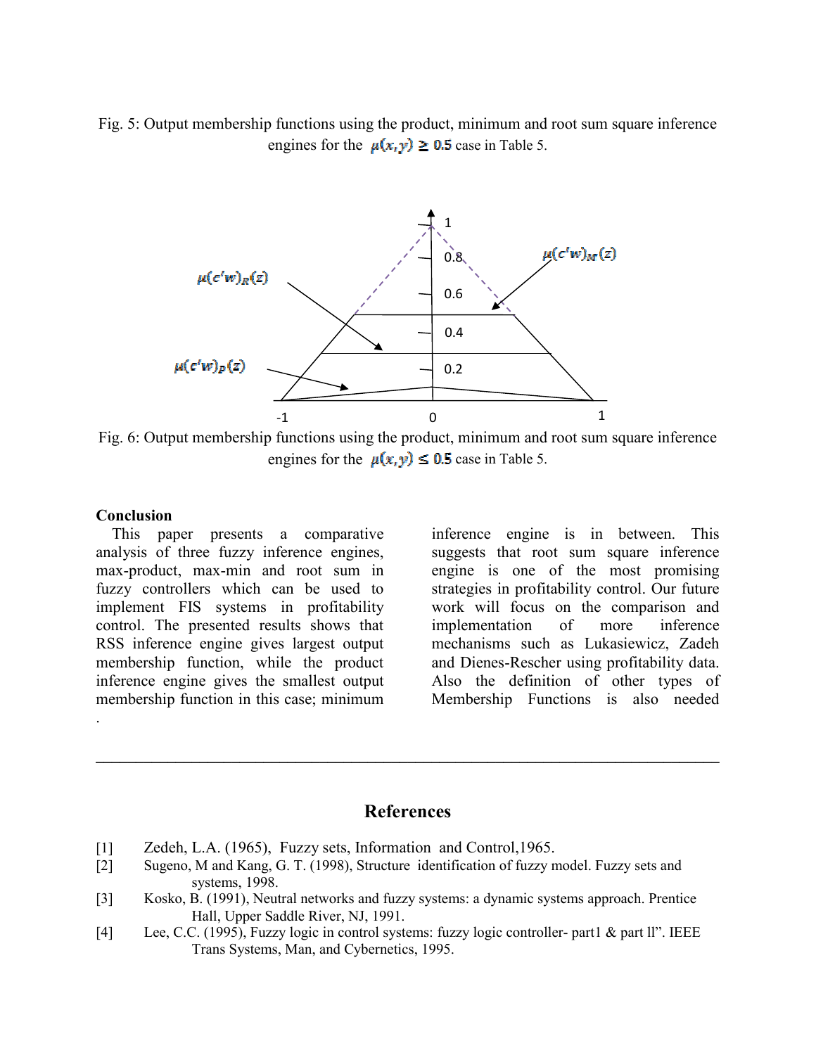Fig. 5: Output membership functions using the product, minimum and root sum square inference engines for the $\mu(x,y) \geq 0.5$ case in Table 5.

Fig. 6: Output membership functions using the product, minimum and root sum square inference engines for the $\mu(x,y) \leq 0.5$ case in Table 5.

**Conclusion**

This paper presents a comparative analysis of three fuzzy inference engines, max-product, max-min and root sum in fuzzy controllers which can be used to implement FIS systems in profitability control. The presented results shows that RSS inference engine gives largest output membership function, while the product inference engine gives the smallest output membership function in this case; minimum inference engine is in between. This suggests that root sum square inference engine is one of the most promising strategies in profitability control. Our future work will focus on the comparison and implementation of more inference mechanisms such as Lukasiewicz, Zadeh and Dienes-Rescher using profitability data. Also the definition of other types of Membership Functions is also needed .

---

## References

[1] Zedeh, L.A. (1965), Fuzzy sets, Information and Control,1965.

[2] Sugeno, M and Kang, G. T. (1998), Structure identification of fuzzy model. Fuzzy sets and systems, 1998.

[3] Kosko, B. (1991), Neutral networks and fuzzy systems: a dynamic systems approach. Prentice Hall, Upper Saddle River, NJ, 1991.

[4] Lee, C.C. (1995), Fuzzy logic in control systems: fuzzy logic controller- part1 & part ll". IEEE Trans Systems, Man, and Cybernetics, 1995.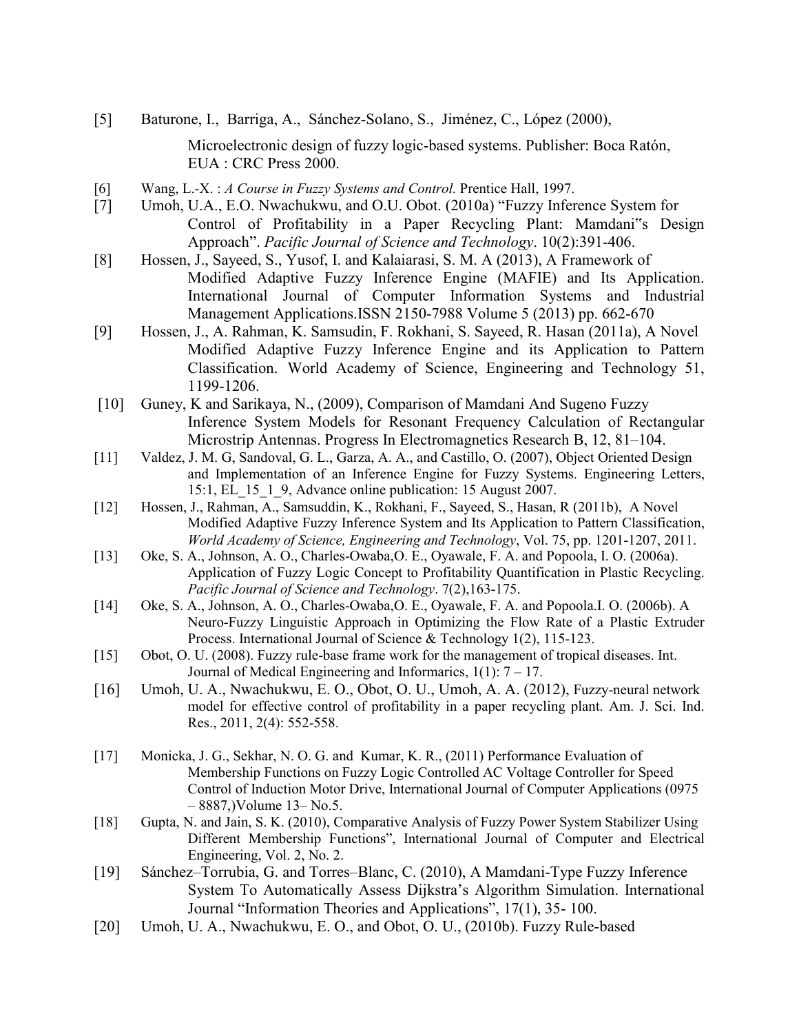[5] Baturone, I., Barriga, A., Sánchez-Solano, S., Jiménez, C., López (2000), Microelectronic design of fuzzy logic-based systems. Publisher: Boca Ratón, EUA : CRC Press 2000.

[6] Wang, L.-X. : *A Course in Fuzzy Systems and Control.* Prentice Hall, 1997.

[7] Umoh, U.A., E.O. Nwachukwu, and O.U. Obot. (2010a) "Fuzzy Inference System for Control of Profitability in a Paper Recycling Plant: Mamdani"s Design Approach". *Pacific Journal of Science and Technology*. 10(2):391-406.

[8] Hossen, J., Sayeed, S., Yusof, I. and Kalaiarasi, S. M. A (2013), A Framework of Modified Adaptive Fuzzy Inference Engine (MAFIE) and Its Application. International Journal of Computer Information Systems and Industrial Management Applications.ISSN 2150-7988 Volume 5 (2013) pp. 662-670

[9] Hossen, J., A. Rahman, K. Samsudin, F. Rokhani, S. Sayeed, R. Hasan (2011a), A Novel Modified Adaptive Fuzzy Inference Engine and its Application to Pattern Classification. World Academy of Science, Engineering and Technology 51, 1199-1206.

[10] Guney, K and Sarikaya, N., (2009), Comparison of Mamdani And Sugeno Fuzzy Inference System Models for Resonant Frequency Calculation of Rectangular Microstrip Antennas. Progress In Electromagnetics Research B, 12, 81–104.

[11] Valdez, J. M. G, Sandoval, G. L., Garza, A. A., and Castillo, O. (2007), Object Oriented Design and Implementation of an Inference Engine for Fuzzy Systems. Engineering Letters, 15:1, EL_15_1_9, Advance online publication: 15 August 2007.

[12] Hossen, J., Rahman, A., Samsuddin, K., Rokhani, F., Sayeed, S., Hasan, R (2011b), A Novel Modified Adaptive Fuzzy Inference System and Its Application to Pattern Classification, *World Academy of Science, Engineering and Technology*, Vol. 75, pp. 1201-1207, 2011.

[13] Oke, S. A., Johnson, A. O., Charles-Owaba,O. E., Oyawale, F. A. and Popoola, I. O. (2006a). Application of Fuzzy Logic Concept to Profitability Quantification in Plastic Recycling. *Pacific Journal of Science and Technology*. 7(2),163-175.

[14] Oke, S. A., Johnson, A. O., Charles-Owaba,O. E., Oyawale, F. A. and Popoola.I. O. (2006b). A Neuro-Fuzzy Linguistic Approach in Optimizing the Flow Rate of a Plastic Extruder Process. International Journal of Science & Technology 1(2), 115-123.

[15] Obot, O. U. (2008). Fuzzy rule-base frame work for the management of tropical diseases. Int. Journal of Medical Engineering and Informarics, 1(1): 7 – 17.

[16] Umoh, U. A., Nwachukwu, E. O., Obot, O. U., Umoh, A. A. (2012), Fuzzy-neural network model for effective control of profitability in a paper recycling plant. Am. J. Sci. Ind. Res., 2011, 2(4): 552-558.

[17] Monicka, J. G., Sekhar, N. O. G. and Kumar, K. R., (2011) Performance Evaluation of Membership Functions on Fuzzy Logic Controlled AC Voltage Controller for Speed Control of Induction Motor Drive, International Journal of Computer Applications (0975 – 8887,)Volume 13– No.5.

[18] Gupta, N. and Jain, S. K. (2010), Comparative Analysis of Fuzzy Power System Stabilizer Using Different Membership Functions", International Journal of Computer and Electrical Engineering, Vol. 2, No. 2.

[19] Sánchez–Torrubia, G. and Torres–Blanc, C. (2010), A Mamdani-Type Fuzzy Inference System To Automatically Assess Dijkstra's Algorithm Simulation. International Journal "Information Theories and Applications", 17(1), 35- 100.

[20] Umoh, U. A., Nwachukwu, E. O., and Obot, O. U., (2010b). Fuzzy Rule-based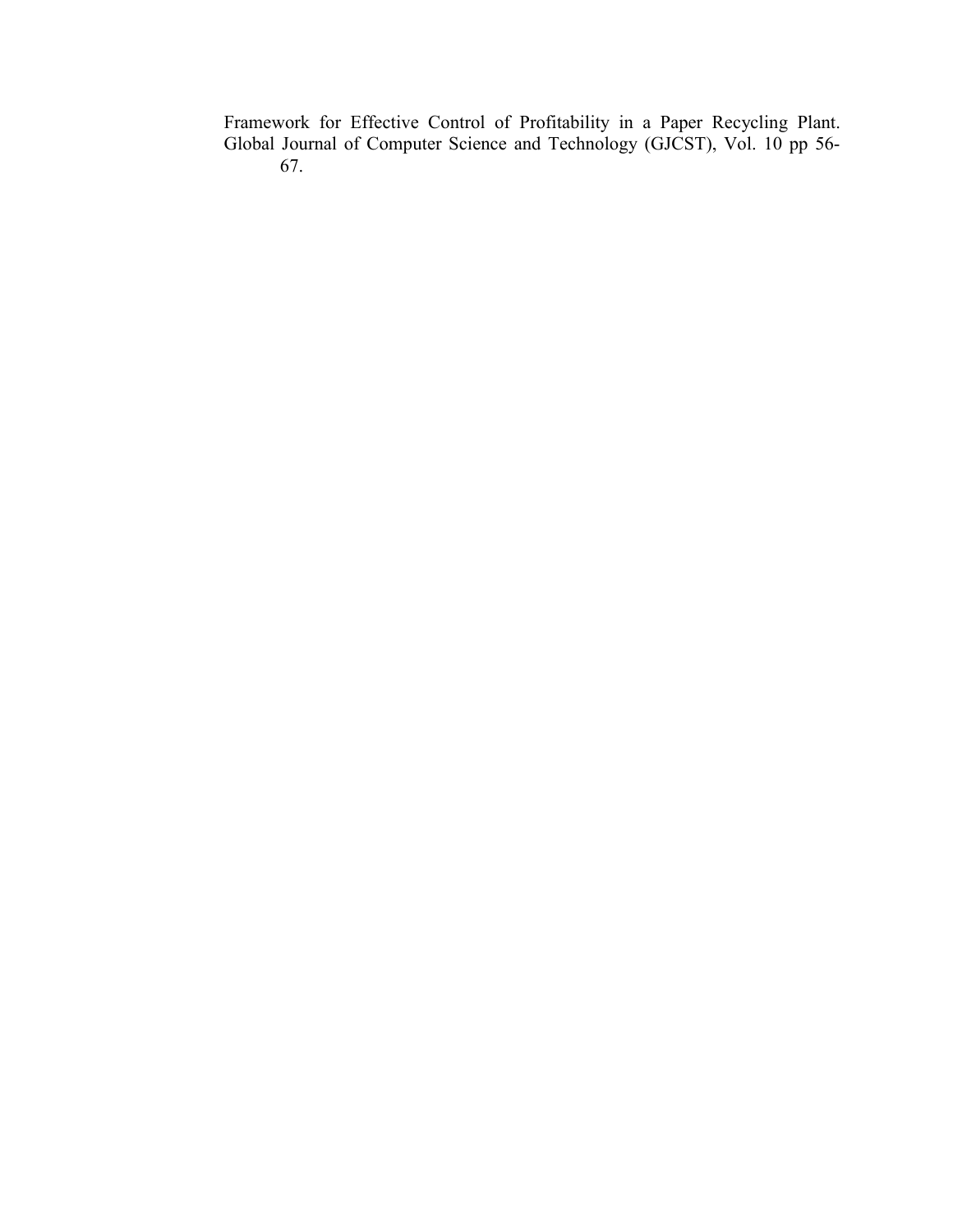Framework for Effective Control of Profitability in a Paper Recycling Plant. Global Journal of Computer Science and Technology (GJCST), Vol. 10 pp 56-67.